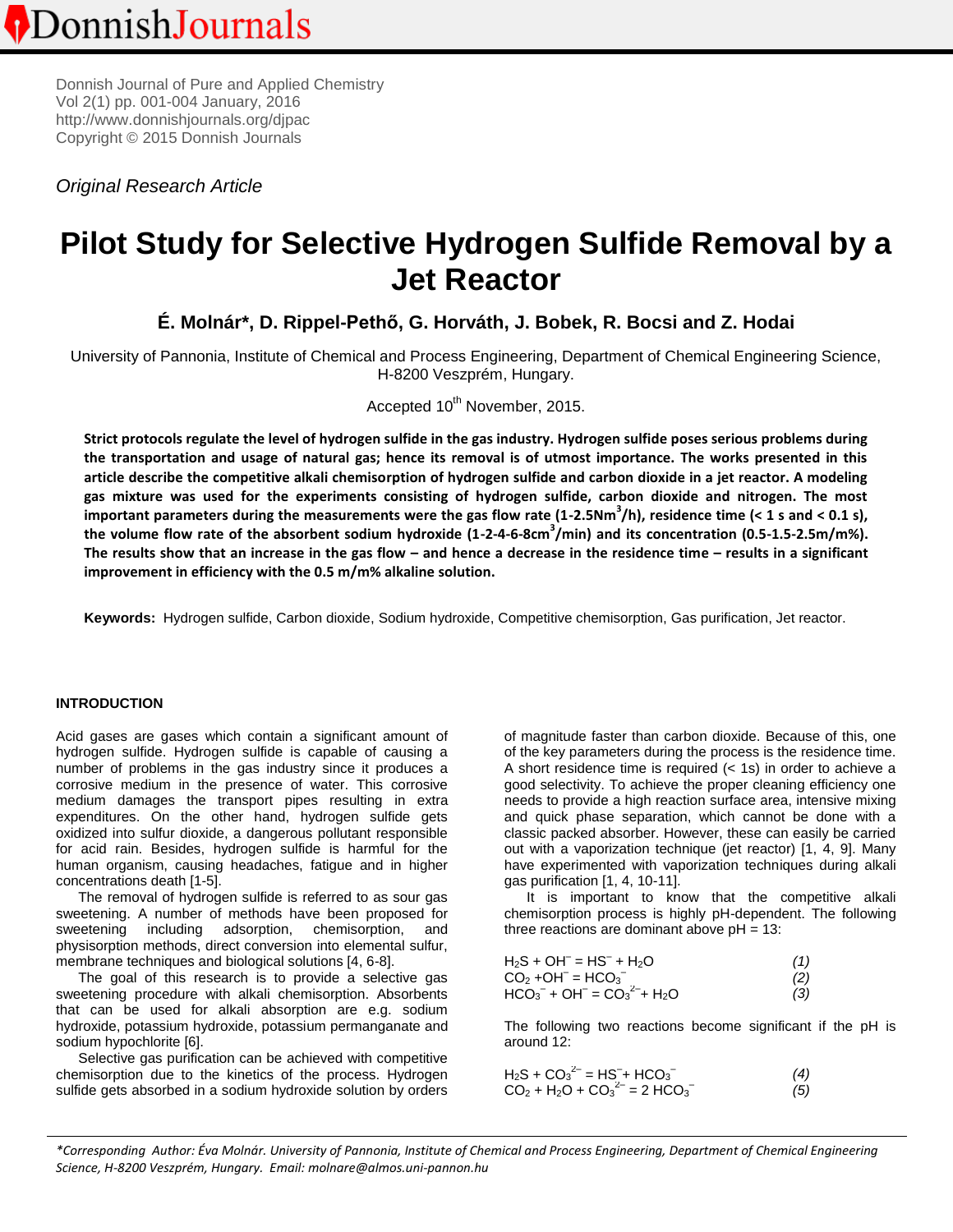Original Research Article

# Pilot Study for Selective Hydrogen Sulfide Removal by a Jet Reactor

**É. Molnár*, D. Rippel-Pethő, G. Horváth, J. Bobek, R. Bocsi and Z. Hodai**

University of Pannonia, Institute of Chemical and Process Engineering, Department of Chemical Engineering Science, H-8200 Veszprém, Hungary.

Accepted 10th November, 2015.

**Strict protocols regulate the level of hydrogen sulfide in the gas industry. Hydrogen sulfide poses serious problems during the transportation and usage of natural gas; hence its removal is of utmost importance. The works presented in this article describe the competitive alkali chemisorption of hydrogen sulfide and carbon dioxide in a jet reactor. A modeling gas mixture was used for the experiments consisting of hydrogen sulfide, carbon dioxide and nitrogen. The most important parameters during the measurements were the gas flow rate (1-2.5Nm$^3$/h), residence time (< 1 s and < 0.1 s), the volume flow rate of the absorbent sodium hydroxide (1-2-4-6-8cm$^3$/min) and its concentration (0.5-1.5-2.5m/m%). The results show that an increase in the gas flow – and hence a decrease in the residence time – results in a significant improvement in efficiency with the 0.5 m/m% alkaline solution.**

**Keywords:** Hydrogen sulfide, Carbon dioxide, Sodium hydroxide, Competitive chemisorption, Gas purification, Jet reactor.

## INTRODUCTION

Acid gases are gases which contain a significant amount of hydrogen sulfide. Hydrogen sulfide is capable of causing a number of problems in the gas industry since it produces a corrosive medium in the presence of water. This corrosive medium damages the transport pipes resulting in extra expenditures. On the other hand, hydrogen sulfide gets oxidized into sulfur dioxide, a dangerous pollutant responsible for acid rain. Besides, hydrogen sulfide is harmful for the human organism, causing headaches, fatigue and in higher concentrations death [1-5].

The removal of hydrogen sulfide is referred to as sour gas sweetening. A number of methods have been proposed for sweetening including adsorption, chemisorption, and physisorption methods, direct conversion into elemental sulfur, membrane techniques and biological solutions [4, 6-8].

The goal of this research is to provide a selective gas sweetening procedure with alkali chemisorption. Absorbents that can be used for alkali absorption are e.g. sodium hydroxide, potassium hydroxide, potassium permanganate and sodium hypochlorite [6].

Selective gas purification can be achieved with competitive chemisorption due to the kinetics of the process. Hydrogen sulfide gets absorbed in a sodium hydroxide solution by orders of magnitude faster than carbon dioxide. Because of this, one of the key parameters during the process is the residence time. A short residence time is required (< 1s) in order to achieve a good selectivity. To achieve the proper cleaning efficiency one needs to provide a high reaction surface area, intensive mixing and quick phase separation, which cannot be done with a classic packed absorber. However, these can easily be carried out with a vaporization technique (jet reactor) [1, 4, 9]. Many have experimented with vaporization techniques during alkali gas purification [1, 4, 10-11].

It is important to know that the competitive alkali chemisorption process is highly pH-dependent. The following three reactions are dominant above pH = 13:

$$H_2S + OH^- = HS^- + H_2O \quad (1)$$

$$CO_2 + OH^- = HCO_3^- \quad (2)$$

$$HCO_3^- + OH^- = CO_3^{2-} + H_2O \quad (3)$$

The following two reactions become significant if the pH is around 12:

$$H_2S + CO_3^{2-} = HS^- + HCO_3^- \quad (4)$$

$$CO_2 + H_2O + CO_3^{2-} = 2\,HCO_3^- \quad (5)$$

*Corresponding Author: Éva Molnár. University of Pannonia, Institute of Chemical and Process Engineering, Department of Chemical Engineering Science, H-8200 Veszprém, Hungary. Email: molnare@almos.uni-pannon.hu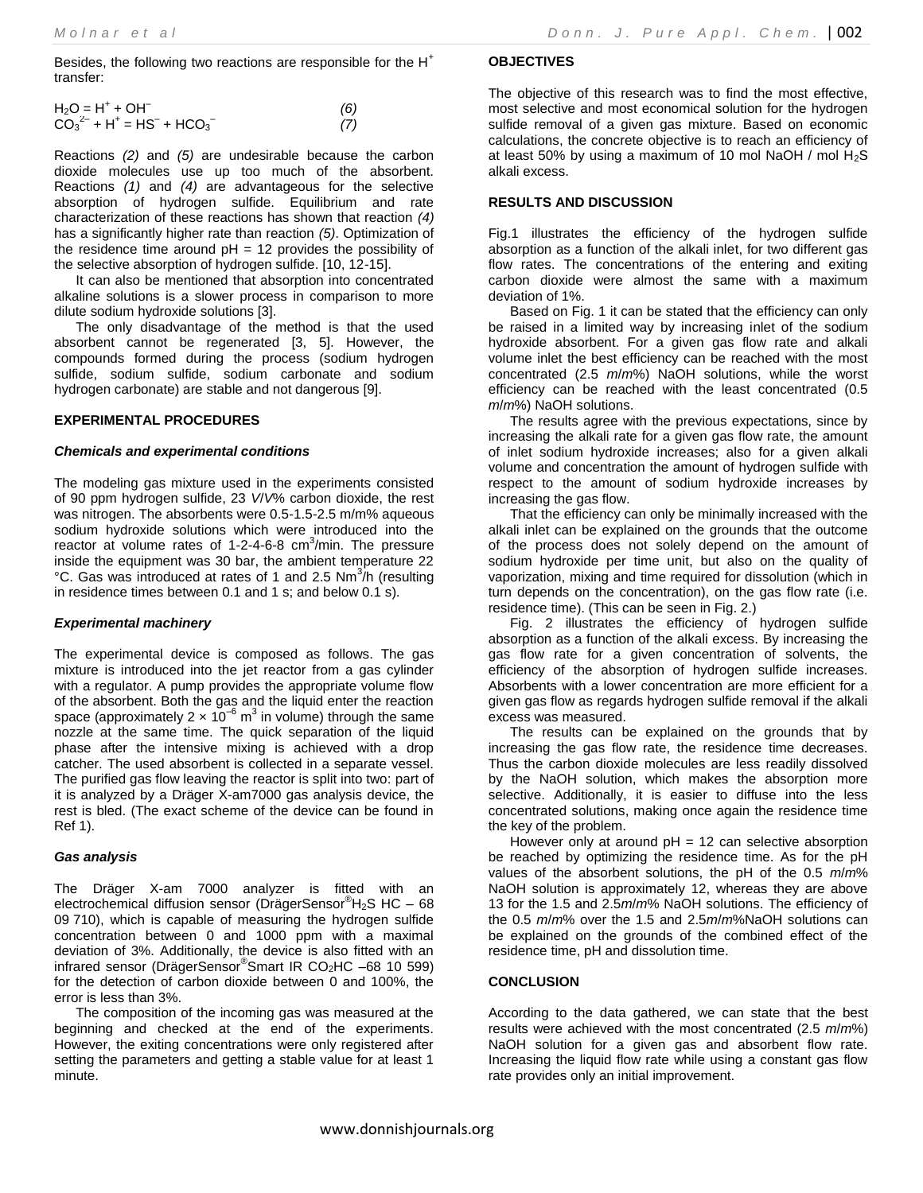Besides, the following two reactions are responsible for the $H^+$ transfer:

$$H_2O = H^+ + OH^- \qquad (6)$$
$$CO_3^{2-} + H^+ = HS^- + HCO_3^- \qquad (7)$$

Reactions *(2)* and *(5)* are undesirable because the carbon dioxide molecules use up too much of the absorbent. Reactions *(1)* and *(4)* are advantageous for the selective absorption of hydrogen sulfide. Equilibrium and rate characterization of these reactions has shown that reaction *(4)* has a significantly higher rate than reaction *(5)*. Optimization of the residence time around pH = 12 provides the possibility of the selective absorption of hydrogen sulfide. [10, 12-15].

It can also be mentioned that absorption into concentrated alkaline solutions is a slower process in comparison to more dilute sodium hydroxide solutions [3].

The only disadvantage of the method is that the used absorbent cannot be regenerated [3, 5]. However, the compounds formed during the process (sodium hydrogen sulfide, sodium sulfide, sodium carbonate and sodium hydrogen carbonate) are stable and not dangerous [9].

## EXPERIMENTAL PROCEDURES

### *Chemicals and experimental conditions*

The modeling gas mixture used in the experiments consisted of 90 ppm hydrogen sulfide, 23 *V*/*V*% carbon dioxide, the rest was nitrogen. The absorbents were 0.5-1.5-2.5 m/m% aqueous sodium hydroxide solutions which were introduced into the reactor at volume rates of 1-2-4-6-8 $cm^3$/min. The pressure inside the equipment was 30 bar, the ambient temperature 22 °C. Gas was introduced at rates of 1 and 2.5 $Nm^3$/h (resulting in residence times between 0.1 and 1 s; and below 0.1 s).

### *Experimental machinery*

The experimental device is composed as follows. The gas mixture is introduced into the jet reactor from a gas cylinder with a regulator. A pump provides the appropriate volume flow of the absorbent. Both the gas and the liquid enter the reaction space (approximately $2 \times 10^{-6}$ $m^3$ in volume) through the same nozzle at the same time. The quick separation of the liquid phase after the intensive mixing is achieved with a drop catcher. The used absorbent is collected in a separate vessel. The purified gas flow leaving the reactor is split into two: part of it is analyzed by a Dräger X-am7000 gas analysis device, the rest is bled. (The exact scheme of the device can be found in Ref 1).

### *Gas analysis*

The Dräger X-am 7000 analyzer is fitted with an electrochemical diffusion sensor (DrägerSensor® $H_2S$ HC – 68 09 710), which is capable of measuring the hydrogen sulfide concentration between 0 and 1000 ppm with a maximal deviation of 3%. Additionally, the device is also fitted with an infrared sensor (DrägerSensor® Smart IR $CO_2$HC –68 10 599) for the detection of carbon dioxide between 0 and 100%, the error is less than 3%.

The composition of the incoming gas was measured at the beginning and checked at the end of the experiments. However, the exiting concentrations were only registered after setting the parameters and getting a stable value for at least 1 minute.

## OBJECTIVES

The objective of this research was to find the most effective, most selective and most economical solution for the hydrogen sulfide removal of a given gas mixture. Based on economic calculations, the concrete objective is to reach an efficiency of at least 50% by using a maximum of 10 mol NaOH / mol $H_2S$ alkali excess.

## RESULTS AND DISCUSSION

Fig.1 illustrates the efficiency of the hydrogen sulfide absorption as a function of the alkali inlet, for two different gas flow rates. The concentrations of the entering and exiting carbon dioxide were almost the same with a maximum deviation of 1%.

Based on Fig. 1 it can be stated that the efficiency can only be raised in a limited way by increasing inlet of the sodium hydroxide absorbent. For a given gas flow rate and alkali volume inlet the best efficiency can be reached with the most concentrated (2.5 *m*/*m*%) NaOH solutions, while the worst efficiency can be reached with the least concentrated (0.5 *m*/*m*%) NaOH solutions.

The results agree with the previous expectations, since by increasing the alkali rate for a given gas flow rate, the amount of inlet sodium hydroxide increases; also for a given alkali volume and concentration the amount of hydrogen sulfide with respect to the amount of sodium hydroxide increases by increasing the gas flow.

That the efficiency can only be minimally increased with the alkali inlet can be explained on the grounds that the outcome of the process does not solely depend on the amount of sodium hydroxide per time unit, but also on the quality of vaporization, mixing and time required for dissolution (which in turn depends on the concentration), on the gas flow rate (i.e. residence time). (This can be seen in Fig. 2.)

Fig. 2 illustrates the efficiency of hydrogen sulfide absorption as a function of the alkali excess. By increasing the gas flow rate for a given concentration of solvents, the efficiency of the absorption of hydrogen sulfide increases. Absorbents with a lower concentration are more efficient for a given gas flow as regards hydrogen sulfide removal if the alkali excess was measured.

The results can be explained on the grounds that by increasing the gas flow rate, the residence time decreases. Thus the carbon dioxide molecules are less readily dissolved by the NaOH solution, which makes the absorption more selective. Additionally, it is easier to diffuse into the less concentrated solutions, making once again the residence time the key of the problem.

However only at around pH = 12 can selective absorption be reached by optimizing the residence time. As for the pH values of the absorbent solutions, the pH of the 0.5 *m*/*m*% NaOH solution is approximately 12, whereas they are above 13 for the 1.5 and 2.5*m*/*m*% NaOH solutions. The efficiency of the 0.5 *m*/*m*% over the 1.5 and 2.5*m*/*m*%NaOH solutions can be explained on the grounds of the combined effect of the residence time, pH and dissolution time.

## CONCLUSION

According to the data gathered, we can state that the best results were achieved with the most concentrated (2.5 *m*/*m*%) NaOH solution for a given gas and absorbent flow rate. Increasing the liquid flow rate while using a constant gas flow rate provides only an initial improvement.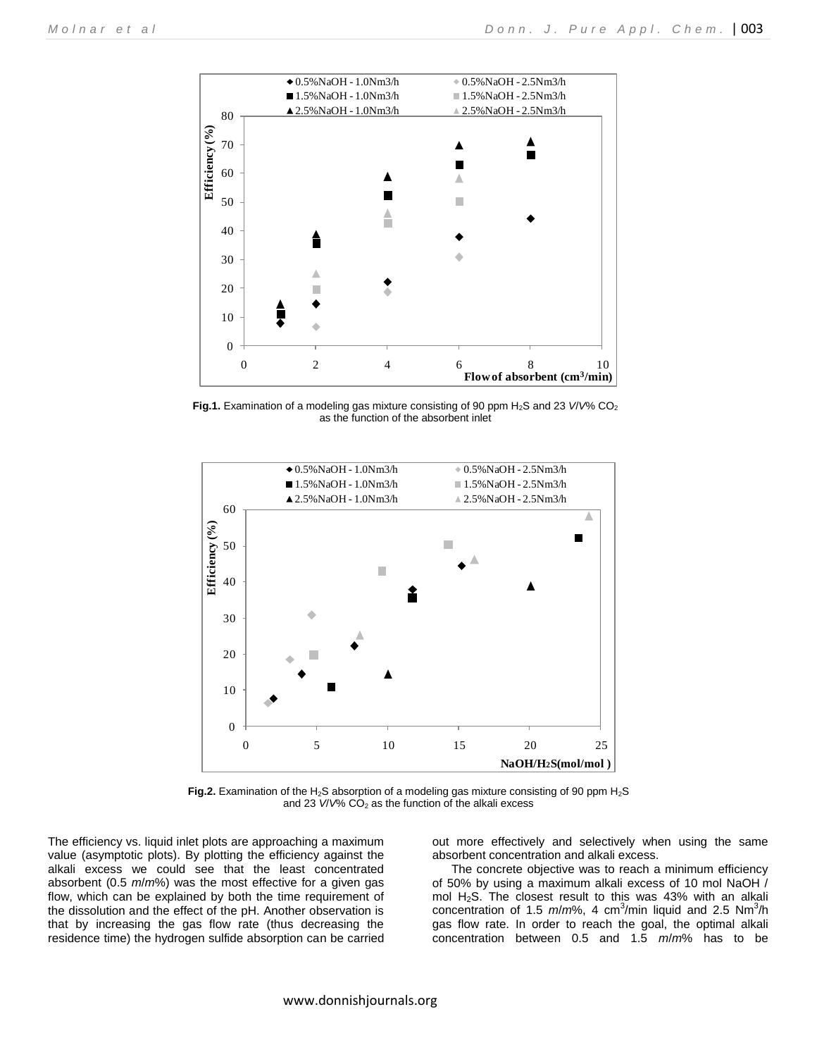**Fig.1.** Examination of a modeling gas mixture consisting of 90 ppm $H_2S$ and 23 *V*/*V*% $CO_2$ as the function of the absorbent inlet

**Fig.2.** Examination of the $H_2S$ absorption of a modeling gas mixture consisting of 90 ppm $H_2S$ and 23 *V*/*V*% $CO_2$ as the function of the alkali excess

The efficiency vs. liquid inlet plots are approaching a maximum value (asymptotic plots). By plotting the efficiency against the alkali excess we could see that the least concentrated absorbent (0.5 *m*/*m*%) was the most effective for a given gas flow, which can be explained by both the time requirement of the dissolution and the effect of the pH. Another observation is that by increasing the gas flow rate (thus decreasing the residence time) the hydrogen sulfide absorption can be carried out more effectively and selectively when using the same absorbent concentration and alkali excess.

The concrete objective was to reach a minimum efficiency of 50% by using a maximum alkali excess of 10 mol NaOH / mol $H_2S$. The closest result to this was 43% with an alkali concentration of 1.5 *m*/*m*%, 4 $cm^3$/min liquid and 2.5 $Nm^3$/h gas flow rate. In order to reach the goal, the optimal alkali concentration between 0.5 and 1.5 *m*/*m*% has to be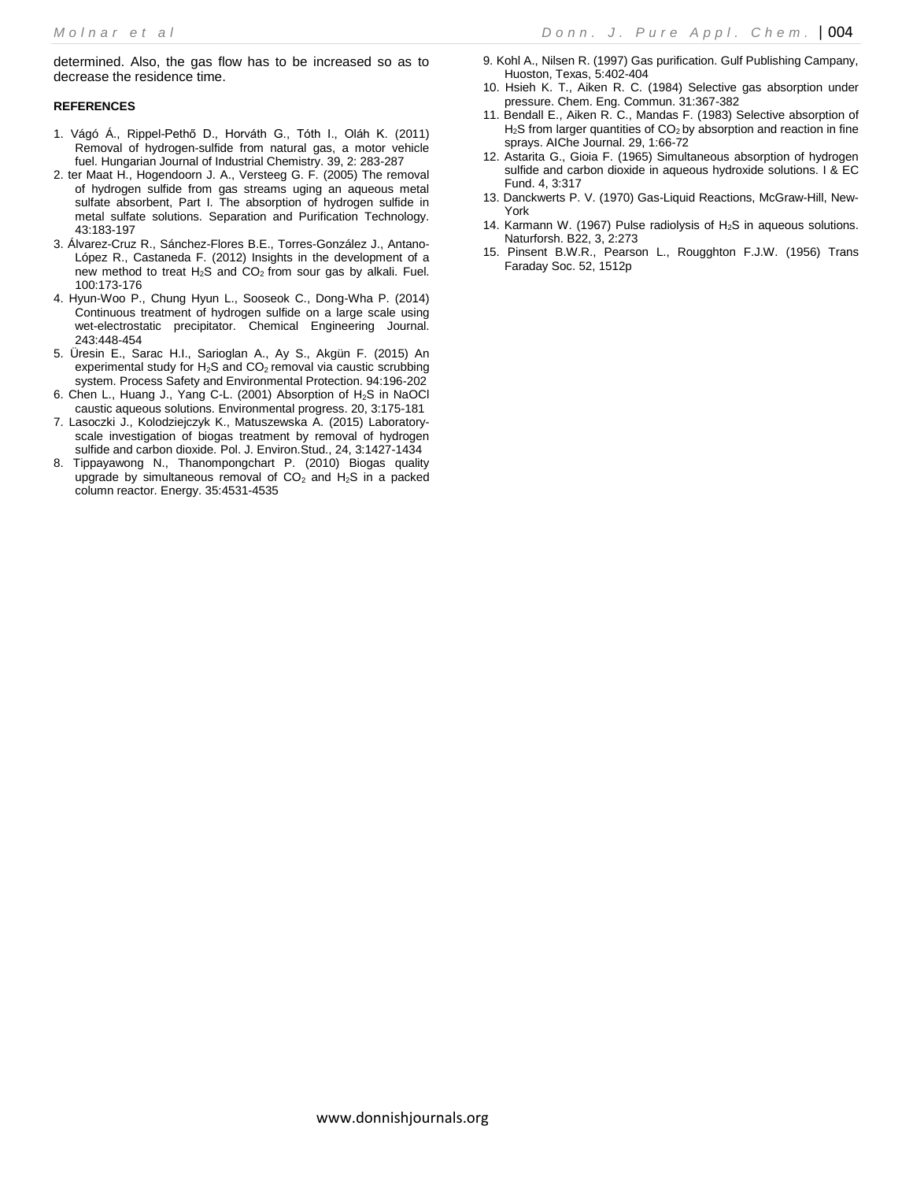determined. Also, the gas flow has to be increased so as to decrease the residence time.

**REFERENCES**

1. Vágó Á., Rippel-Pethő D., Horváth G., Tóth I., Oláh K. (2011) Removal of hydrogen-sulfide from natural gas, a motor vehicle fuel. Hungarian Journal of Industrial Chemistry. 39, 2: 283-287
2. ter Maat H., Hogendoorn J. A., Versteeg G. F. (2005) The removal of hydrogen sulfide from gas streams uging an aqueous metal sulfate absorbent, Part I. The absorption of hydrogen sulfide in metal sulfate solutions. Separation and Purification Technology. 43:183-197
3. Álvarez-Cruz R., Sánchez-Flores B.E., Torres-González J., Antano-López R., Castaneda F. (2012) Insights in the development of a new method to treat $H_2S$ and $CO_2$ from sour gas by alkali. Fuel. 100:173-176
4. Hyun-Woo P., Chung Hyun L., Sooseok C., Dong-Wha P. (2014) Continuous treatment of hydrogen sulfide on a large scale using wet-electrostatic precipitator. Chemical Engineering Journal. 243:448-454
5. Üresin E., Sarac H.I., Sarioglan A., Ay S., Akgün F. (2015) An experimental study for $H_2S$ and $CO_2$ removal via caustic scrubbing system. Process Safety and Environmental Protection. 94:196-202
6. Chen L., Huang J., Yang C-L. (2001) Absorption of $H_2S$ in NaOCl caustic aqueous solutions. Environmental progress. 20, 3:175-181
7. Lasoczki J., Kolodziejczyk K., Matuszewska A. (2015) Laboratory-scale investigation of biogas treatment by removal of hydrogen sulfide and carbon dioxide. Pol. J. Environ.Stud., 24, 3:1427-1434
8. Tippayawong N., Thanompongchart P. (2010) Biogas quality upgrade by simultaneous removal of $CO_2$ and $H_2S$ in a packed column reactor. Energy. 35:4531-4535
9. Kohl A., Nilsen R. (1997) Gas purification. Gulf Publishing Campany, Huoston, Texas, 5:402-404
10. Hsieh K. T., Aiken R. C. (1984) Selective gas absorption under pressure. Chem. Eng. Commun. 31:367-382
11. Bendall E., Aiken R. C., Mandas F. (1983) Selective absorption of $H_2S$ from larger quantities of $CO_2$ by absorption and reaction in fine sprays. AIChe Journal. 29, 1:66-72
12. Astarita G., Gioia F. (1965) Simultaneous absorption of hydrogen sulfide and carbon dioxide in aqueous hydroxide solutions. I & EC Fund. 4, 3:317
13. Danckwerts P. V. (1970) Gas-Liquid Reactions, McGraw-Hill, New-York
14. Karmann W. (1967) Pulse radiolysis of $H_2S$ in aqueous solutions. Naturforsh. B22, 3, 2:273
15. Pinsent B.W.R., Pearson L., Rougghton F.J.W. (1956) Trans Faraday Soc. 52, 1512p